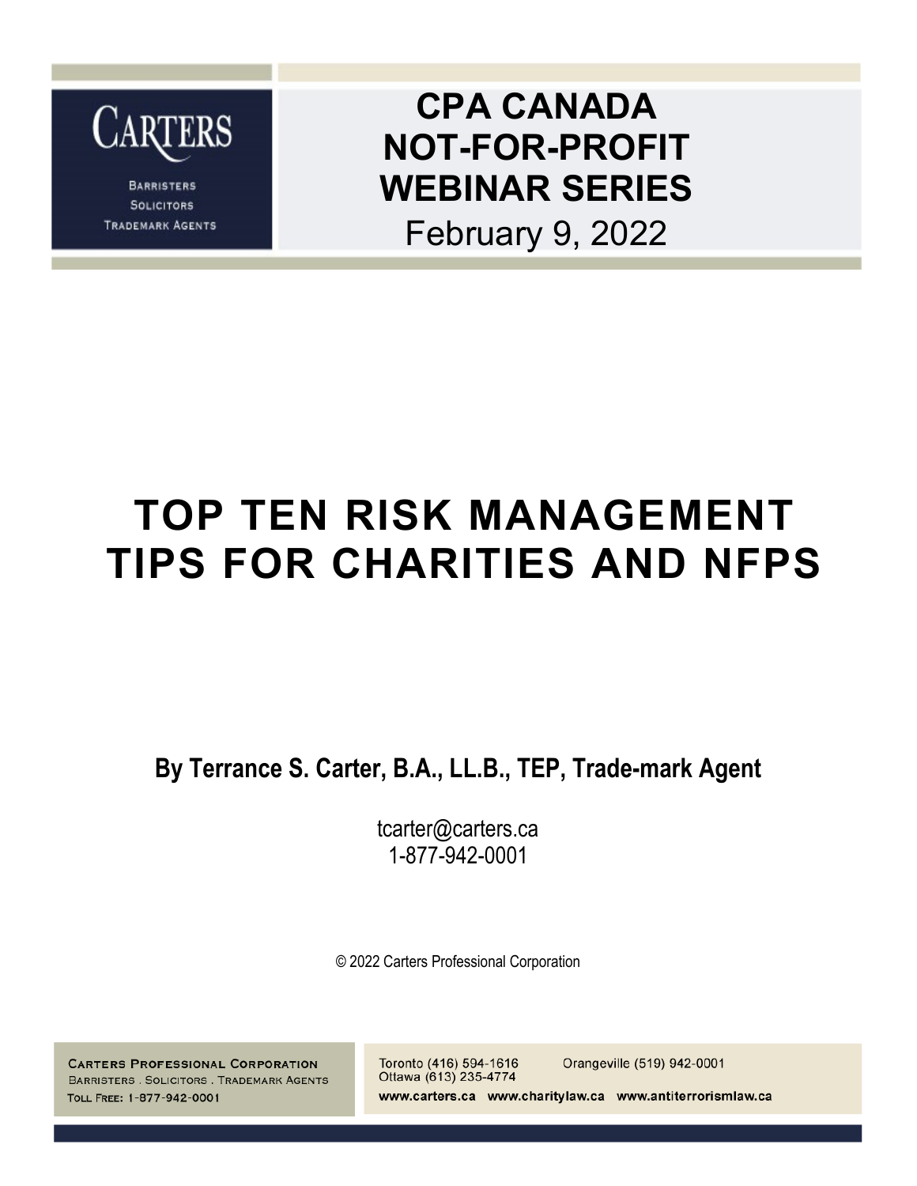CARTERS

BARRISTERS
SOLICITORS
TRADEMARK AGENTS

**CPA CANADA**
**NOT-FOR-PROFIT**
**WEBINAR SERIES**
February 9, 2022

# TOP TEN RISK MANAGEMENT TIPS FOR CHARITIES AND NFPS

**By Terrance S. Carter, B.A., LL.B., TEP, Trade-mark Agent**

tcarter@carters.ca
1-877-942-0001

© 2022 Carters Professional Corporation

CARTERS PROFESSIONAL CORPORATION
BARRISTERS . SOLICITORS . TRADEMARK AGENTS
TOLL FREE: 1-877-942-0001

Toronto (416) 594-1616 Orangeville (519) 942-0001
Ottawa (613) 235-4774

www.carters.ca www.charitylaw.ca www.antiterrorismlaw.ca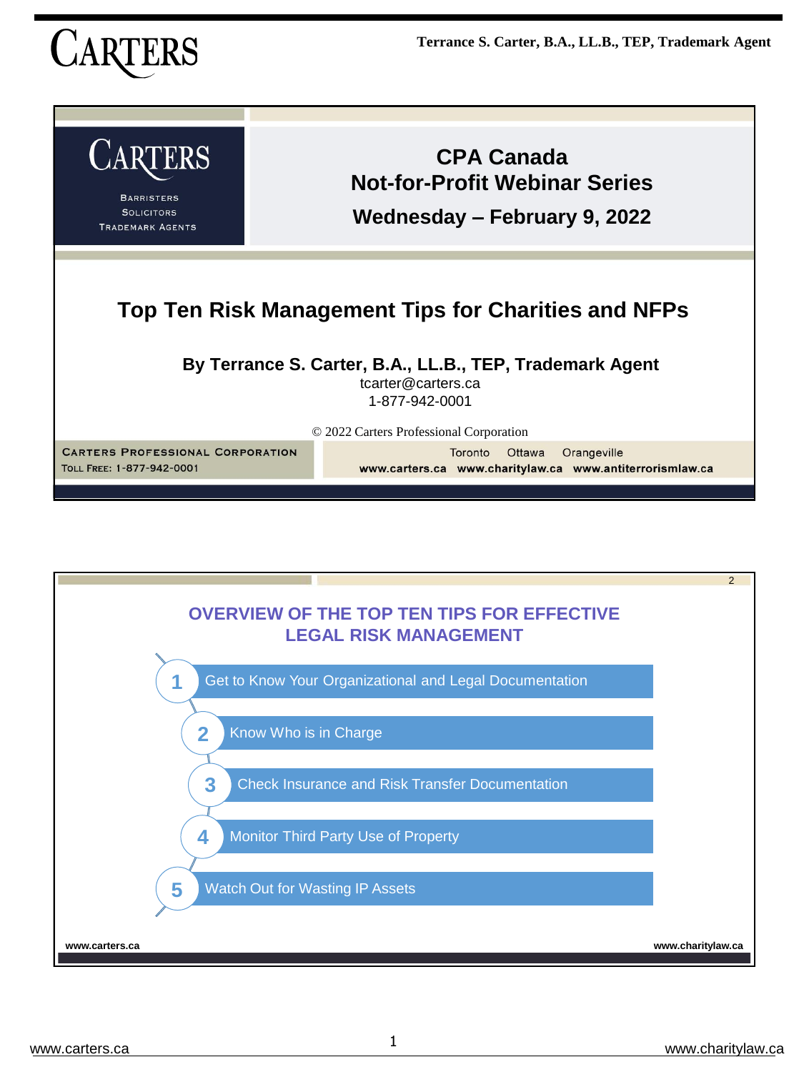Terrance S. Carter, B.A., LL.B., TEP, Trademark Agent

# CPA Canada Not-for-Profit Webinar Series

**Wednesday – February 9, 2022**

## Top Ten Risk Management Tips for Charities and NFPs

**By Terrance S. Carter, B.A., LL.B., TEP, Trademark Agent**

tcarter@carters.ca

1-877-942-0001

© 2022 Carters Professional Corporation

CARTERS PROFESSIONAL CORPORATION
TOLL FREE: 1-877-942-0001

Toronto Ottawa Orangeville

www.carters.ca www.charitylaw.ca www.antiterrorismlaw.ca

---

## OVERVIEW OF THE TOP TEN TIPS FOR EFFECTIVE LEGAL RISK MANAGEMENT

1. Get to Know Your Organizational and Legal Documentation
2. Know Who is in Charge
3. Check Insurance and Risk Transfer Documentation
4. Monitor Third Party Use of Property
5. Watch Out for Wasting IP Assets

www.carters.ca www.charitylaw.ca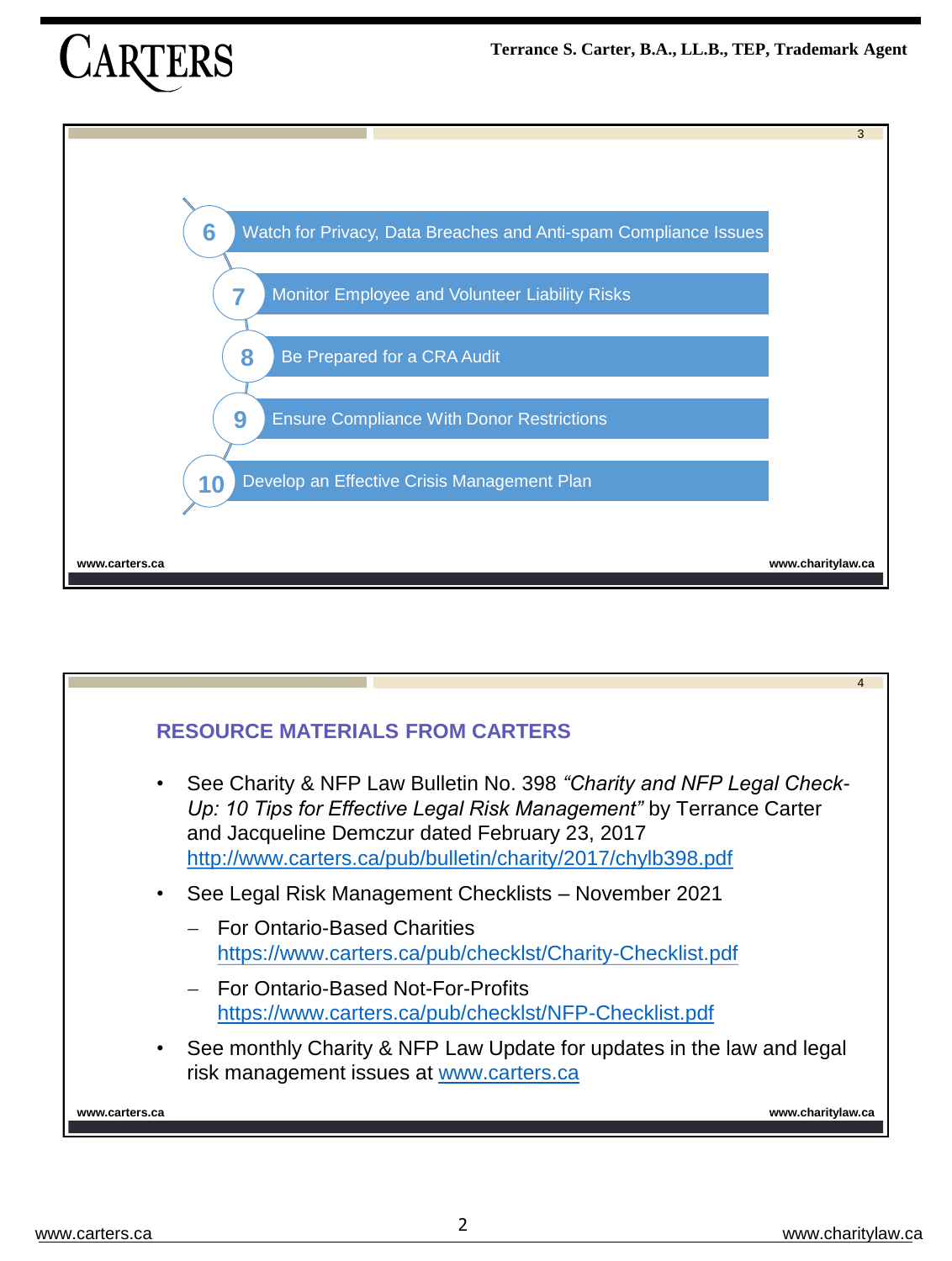6. Watch for Privacy, Data Breaches and Anti-spam Compliance Issues
7. Monitor Employee and Volunteer Liability Risks
8. Be Prepared for a CRA Audit
9. Ensure Compliance With Donor Restrictions
10. Develop an Effective Crisis Management Plan

## RESOURCE MATERIALS FROM CARTERS

- See Charity & NFP Law Bulletin No. 398 *"Charity and NFP Legal Check-Up: 10 Tips for Effective Legal Risk Management"* by Terrance Carter and Jacqueline Demczur dated February 23, 2017 http://www.carters.ca/pub/bulletin/charity/2017/chylb398.pdf
- See Legal Risk Management Checklists – November 2021
  - For Ontario-Based Charities https://www.carters.ca/pub/checklst/Charity-Checklist.pdf
  - For Ontario-Based Not-For-Profits https://www.carters.ca/pub/checklst/NFP-Checklist.pdf
- See monthly Charity & NFP Law Update for updates in the law and legal risk management issues at www.carters.ca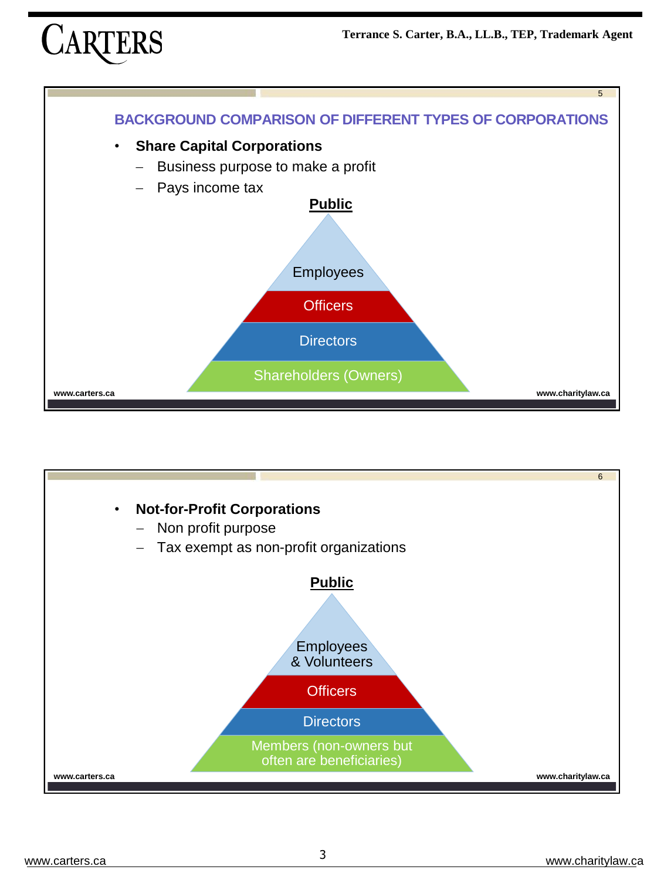## BACKGROUND COMPARISON OF DIFFERENT TYPES OF CORPORATIONS

- **Share Capital Corporations**
  - Business purpose to make a profit
  - Pays income tax

**Public**

Employees

Officers

Directors

Shareholders (Owners)

- **Not-for-Profit Corporations**
  - Non profit purpose
  - Tax exempt as non-profit organizations

**Public**

Employees & Volunteers

Officers

Directors

Members (non-owners but often are beneficiaries)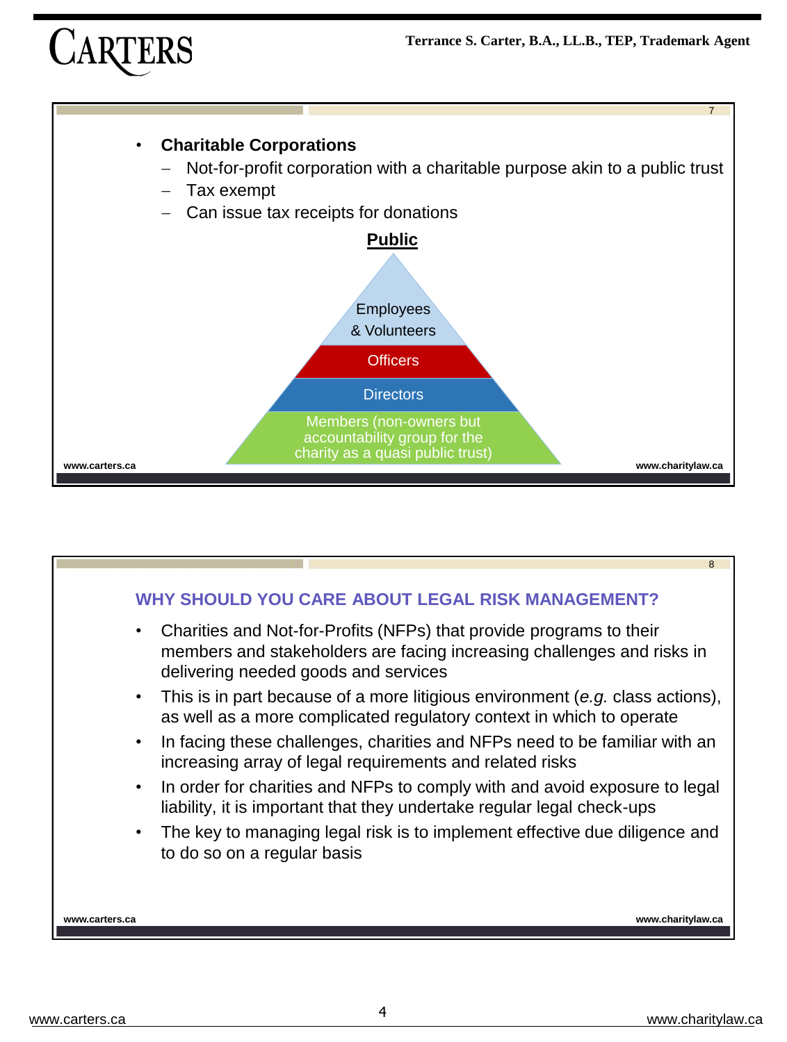- **Charitable Corporations**
  - Not-for-profit corporation with a charitable purpose akin to a public trust
  - Tax exempt
  - Can issue tax receipts for donations

**Public**

Employees & Volunteers

Officers

Directors

Members (non-owners but accountability group for the charity as a quasi public trust)

### WHY SHOULD YOU CARE ABOUT LEGAL RISK MANAGEMENT?

- Charities and Not-for-Profits (NFPs) that provide programs to their members and stakeholders are facing increasing challenges and risks in delivering needed goods and services
- This is in part because of a more litigious environment (*e.g.* class actions), as well as a more complicated regulatory context in which to operate
- In facing these challenges, charities and NFPs need to be familiar with an increasing array of legal requirements and related risks
- In order for charities and NFPs to comply with and avoid exposure to legal liability, it is important that they undertake regular legal check-ups
- The key to managing legal risk is to implement effective due diligence and to do so on a regular basis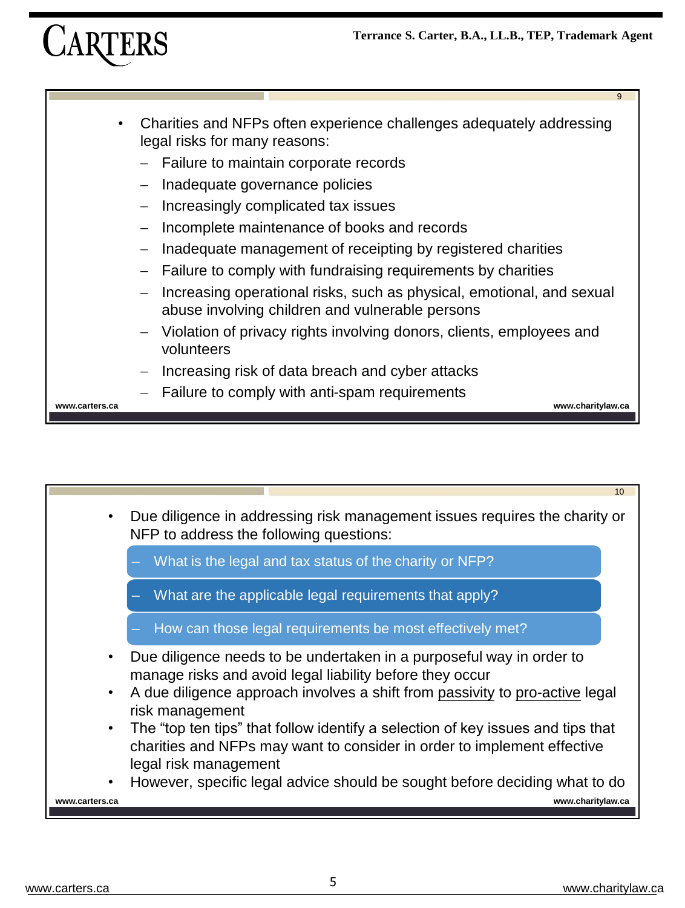- Charities and NFPs often experience challenges adequately addressing legal risks for many reasons:
  - Failure to maintain corporate records
  - Inadequate governance policies
  - Increasingly complicated tax issues
  - Incomplete maintenance of books and records
  - Inadequate management of receipting by registered charities
  - Failure to comply with fundraising requirements by charities
  - Increasing operational risks, such as physical, emotional, and sexual abuse involving children and vulnerable persons
  - Violation of privacy rights involving donors, clients, employees and volunteers
  - Increasing risk of data breach and cyber attacks
  - Failure to comply with anti-spam requirements

---

- Due diligence in addressing risk management issues requires the charity or NFP to address the following questions:
  - What is the legal and tax status of the charity or NFP?
  - What are the applicable legal requirements that apply?
  - How can those legal requirements be most effectively met?
- Due diligence needs to be undertaken in a purposeful way in order to manage risks and avoid legal liability before they occur
- A due diligence approach involves a shift from <u>passivity</u> to <u>pro-active</u> legal risk management
- The "top ten tips" that follow identify a selection of key issues and tips that charities and NFPs may want to consider in order to implement effective legal risk management
- However, specific legal advice should be sought before deciding what to do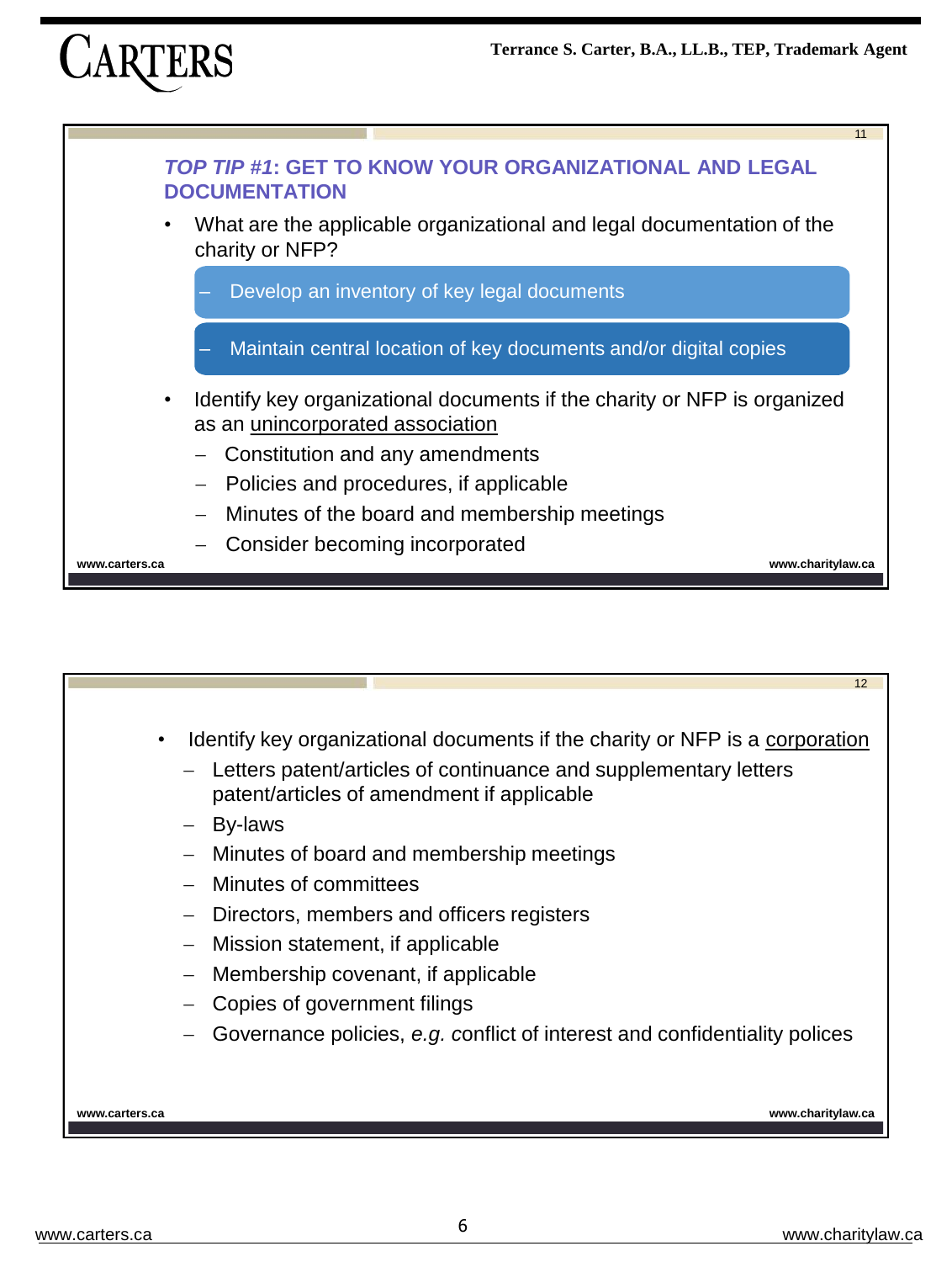### *TOP TIP #1*: GET TO KNOW YOUR ORGANIZATIONAL AND LEGAL DOCUMENTATION

- What are the applicable organizational and legal documentation of the charity or NFP?
  - Develop an inventory of key legal documents
  - Maintain central location of key documents and/or digital copies
- Identify key organizational documents if the charity or NFP is organized as an unincorporated association
  - Constitution and any amendments
  - Policies and procedures, if applicable
  - Minutes of the board and membership meetings
  - Consider becoming incorporated

---

- Identify key organizational documents if the charity or NFP is a corporation
  - Letters patent/articles of continuance and supplementary letters patent/articles of amendment if applicable
  - By-laws
  - Minutes of board and membership meetings
  - Minutes of committees
  - Directors, members and officers registers
  - Mission statement, if applicable
  - Membership covenant, if applicable
  - Copies of government filings
  - Governance policies, *e.g.* conflict of interest and confidentiality polices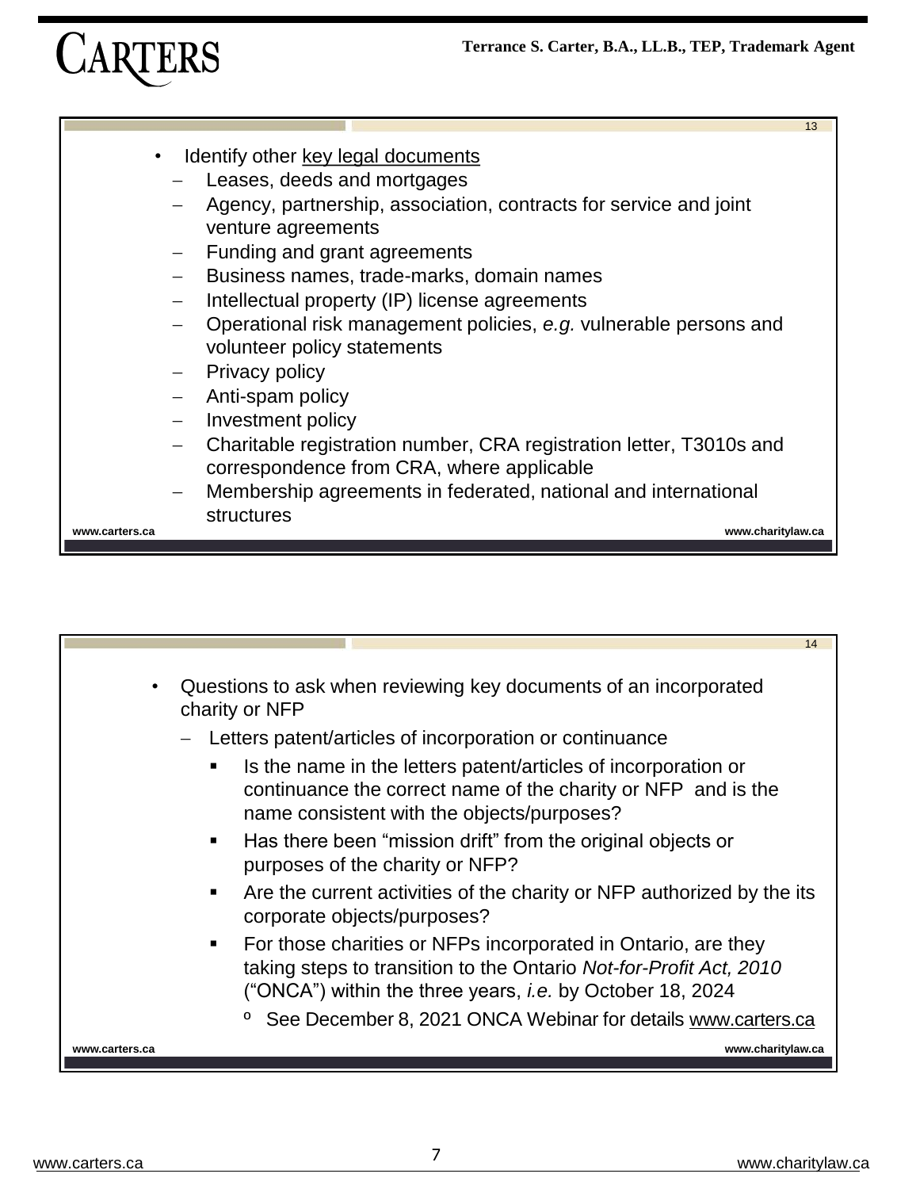- Identify other <u>key legal documents</u>
  - Leases, deeds and mortgages
  - Agency, partnership, association, contracts for service and joint venture agreements
  - Funding and grant agreements
  - Business names, trade-marks, domain names
  - Intellectual property (IP) license agreements
  - Operational risk management policies, *e.g.* vulnerable persons and volunteer policy statements
  - Privacy policy
  - Anti-spam policy
  - Investment policy
  - Charitable registration number, CRA registration letter, T3010s and correspondence from CRA, where applicable
  - Membership agreements in federated, national and international structures

- Questions to ask when reviewing key documents of an incorporated charity or NFP
  - Letters patent/articles of incorporation or continuance
    - Is the name in the letters patent/articles of incorporation or continuance the correct name of the charity or NFP and is the name consistent with the objects/purposes?
    - Has there been "mission drift" from the original objects or purposes of the charity or NFP?
    - Are the current activities of the charity or NFP authorized by the its corporate objects/purposes?
    - For those charities or NFPs incorporated in Ontario, are they taking steps to transition to the Ontario *Not-for-Profit Act, 2010* ("ONCA") within the three years, *i.e.* by October 18, 2024
      - See December 8, 2021 ONCA Webinar for details <u>www.carters.ca</u>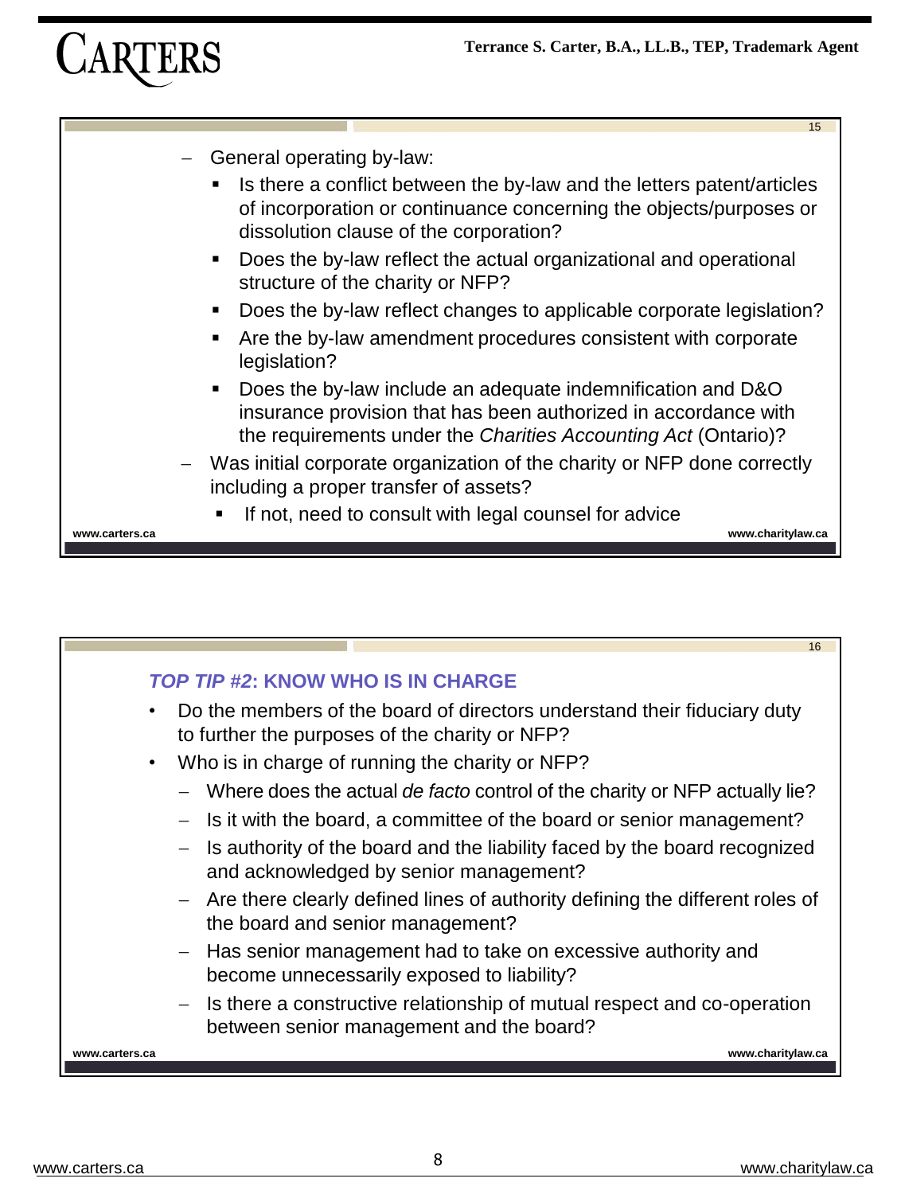- General operating by-law:
  - Is there a conflict between the by-law and the letters patent/articles of incorporation or continuance concerning the objects/purposes or dissolution clause of the corporation?
  - Does the by-law reflect the actual organizational and operational structure of the charity or NFP?
  - Does the by-law reflect changes to applicable corporate legislation?
  - Are the by-law amendment procedures consistent with corporate legislation?
  - Does the by-law include an adequate indemnification and D&O insurance provision that has been authorized in accordance with the requirements under the *Charities Accounting Act* (Ontario)?
- Was initial corporate organization of the charity or NFP done correctly including a proper transfer of assets?
  - If not, need to consult with legal counsel for advice

### *TOP TIP #2*: KNOW WHO IS IN CHARGE

- Do the members of the board of directors understand their fiduciary duty to further the purposes of the charity or NFP?
- Who is in charge of running the charity or NFP?
  - Where does the actual *de facto* control of the charity or NFP actually lie?
  - Is it with the board, a committee of the board or senior management?
  - Is authority of the board and the liability faced by the board recognized and acknowledged by senior management?
  - Are there clearly defined lines of authority defining the different roles of the board and senior management?
  - Has senior management had to take on excessive authority and become unnecessarily exposed to liability?
  - Is there a constructive relationship of mutual respect and co-operation between senior management and the board?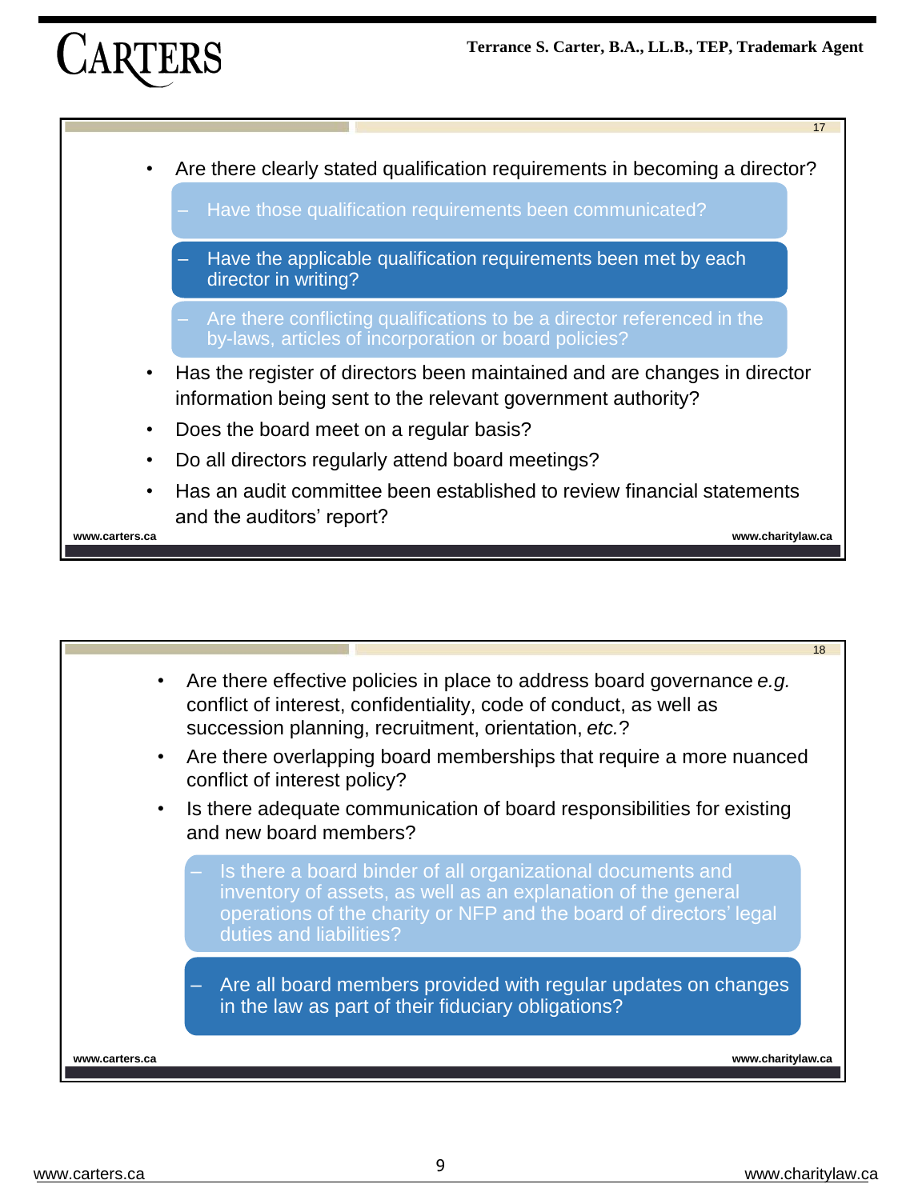- Are there clearly stated qualification requirements in becoming a director?
  - Have those qualification requirements been communicated?
  - Have the applicable qualification requirements been met by each director in writing?
  - Are there conflicting qualifications to be a director referenced in the by-laws, articles of incorporation or board policies?
- Has the register of directors been maintained and are changes in director information being sent to the relevant government authority?
- Does the board meet on a regular basis?
- Do all directors regularly attend board meetings?
- Has an audit committee been established to review financial statements and the auditors' report?

---

- Are there effective policies in place to address board governance *e.g.* conflict of interest, confidentiality, code of conduct, as well as succession planning, recruitment, orientation, *etc.*?
- Are there overlapping board memberships that require a more nuanced conflict of interest policy?
- Is there adequate communication of board responsibilities for existing and new board members?
  - Is there a board binder of all organizational documents and inventory of assets, as well as an explanation of the general operations of the charity or NFP and the board of directors' legal duties and liabilities?
  - Are all board members provided with regular updates on changes in the law as part of their fiduciary obligations?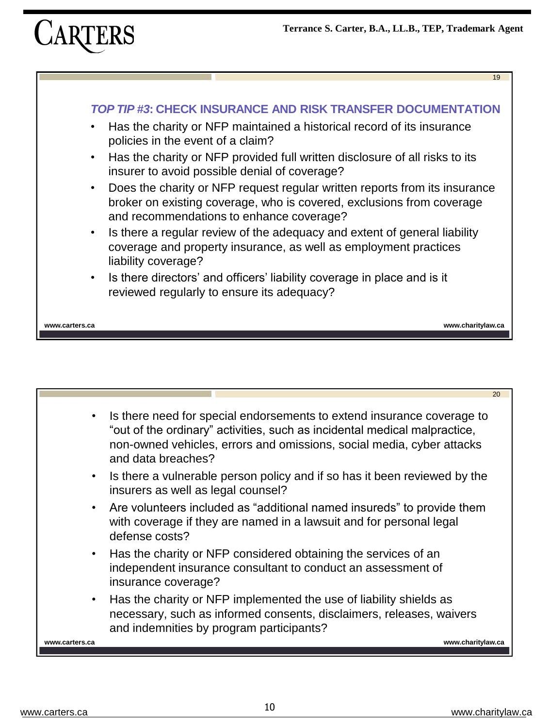### *TOP TIP #3*: CHECK INSURANCE AND RISK TRANSFER DOCUMENTATION

- Has the charity or NFP maintained a historical record of its insurance policies in the event of a claim?
- Has the charity or NFP provided full written disclosure of all risks to its insurer to avoid possible denial of coverage?
- Does the charity or NFP request regular written reports from its insurance broker on existing coverage, who is covered, exclusions from coverage and recommendations to enhance coverage?
- Is there a regular review of the adequacy and extent of general liability coverage and property insurance, as well as employment practices liability coverage?
- Is there directors' and officers' liability coverage in place and is it reviewed regularly to ensure its adequacy?

- Is there need for special endorsements to extend insurance coverage to "out of the ordinary" activities, such as incidental medical malpractice, non-owned vehicles, errors and omissions, social media, cyber attacks and data breaches?
- Is there a vulnerable person policy and if so has it been reviewed by the insurers as well as legal counsel?
- Are volunteers included as "additional named insureds" to provide them with coverage if they are named in a lawsuit and for personal legal defense costs?
- Has the charity or NFP considered obtaining the services of an independent insurance consultant to conduct an assessment of insurance coverage?
- Has the charity or NFP implemented the use of liability shields as necessary, such as informed consents, disclaimers, releases, waivers and indemnities by program participants?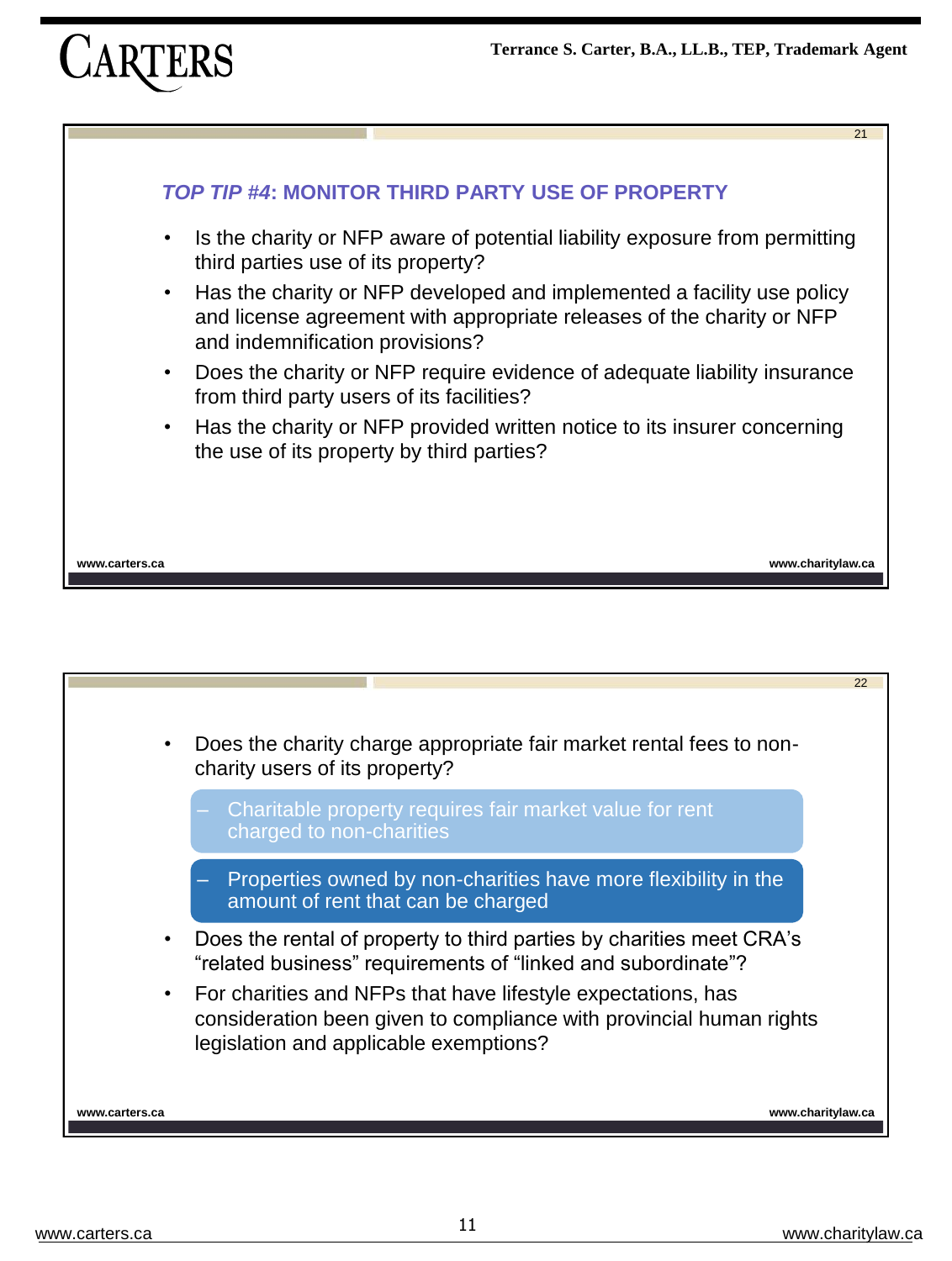## *TOP TIP #4*: MONITOR THIRD PARTY USE OF PROPERTY

- Is the charity or NFP aware of potential liability exposure from permitting third parties use of its property?
- Has the charity or NFP developed and implemented a facility use policy and license agreement with appropriate releases of the charity or NFP and indemnification provisions?
- Does the charity or NFP require evidence of adequate liability insurance from third party users of its facilities?
- Has the charity or NFP provided written notice to its insurer concerning the use of its property by third parties?

---

- Does the charity charge appropriate fair market rental fees to non-charity users of its property?
  - Charitable property requires fair market value for rent charged to non-charities
  - Properties owned by non-charities have more flexibility in the amount of rent that can be charged
- Does the rental of property to third parties by charities meet CRA's "related business" requirements of "linked and subordinate"?
- For charities and NFPs that have lifestyle expectations, has consideration been given to compliance with provincial human rights legislation and applicable exemptions?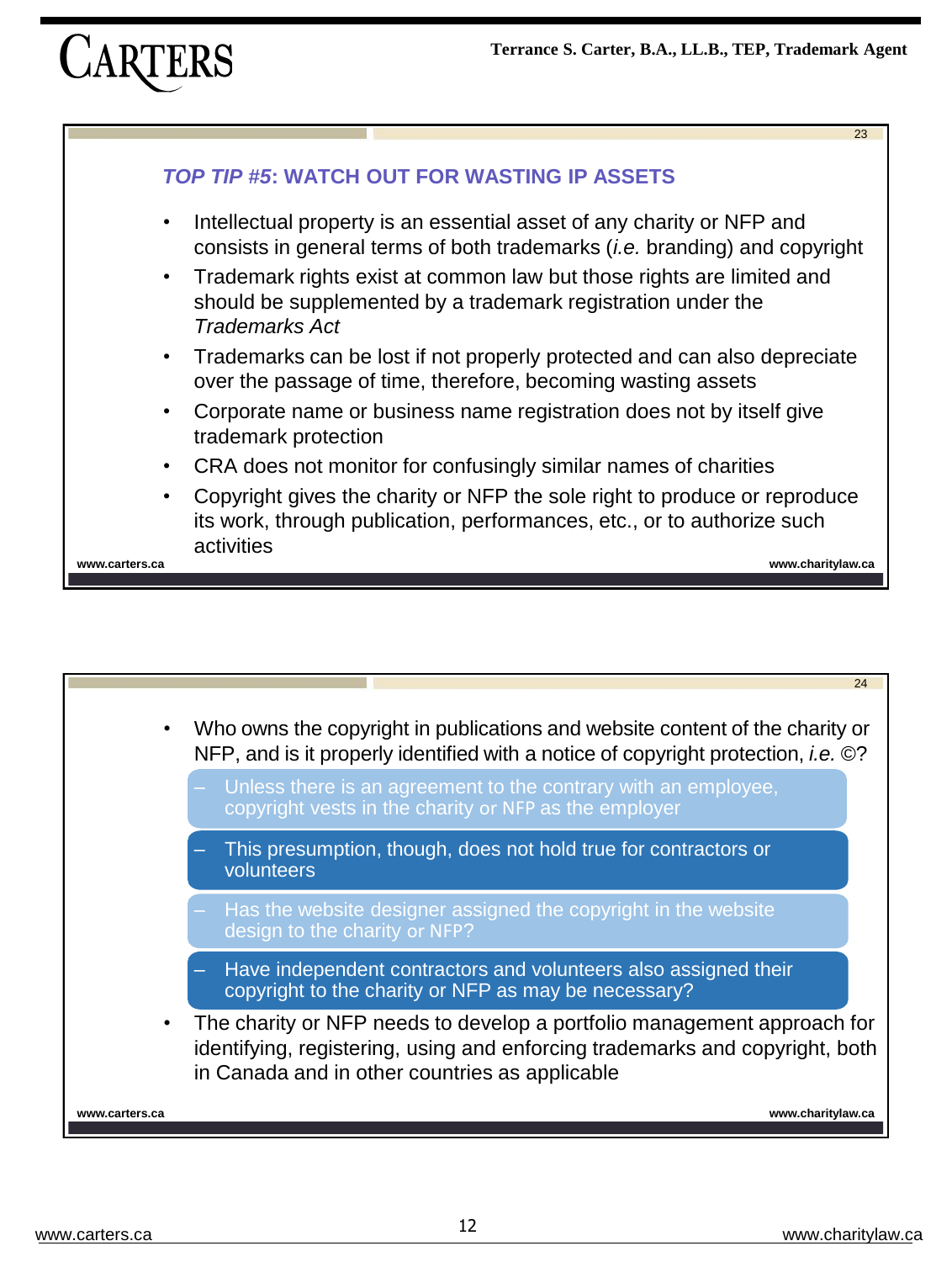## *TOP TIP #5*: WATCH OUT FOR WASTING IP ASSETS

- Intellectual property is an essential asset of any charity or NFP and consists in general terms of both trademarks (*i.e.* branding) and copyright
- Trademark rights exist at common law but those rights are limited and should be supplemented by a trademark registration under the *Trademarks Act*
- Trademarks can be lost if not properly protected and can also depreciate over the passage of time, therefore, becoming wasting assets
- Corporate name or business name registration does not by itself give trademark protection
- CRA does not monitor for confusingly similar names of charities
- Copyright gives the charity or NFP the sole right to produce or reproduce its work, through publication, performances, etc., or to authorize such activities

---

- Who owns the copyright in publications and website content of the charity or NFP, and is it properly identified with a notice of copyright protection, *i.e.* ©?
  - Unless there is an agreement to the contrary with an employee, copyright vests in the charity or NFP as the employer
  - This presumption, though, does not hold true for contractors or volunteers
  - Has the website designer assigned the copyright in the website design to the charity or NFP?
  - Have independent contractors and volunteers also assigned their copyright to the charity or NFP as may be necessary?
- The charity or NFP needs to develop a portfolio management approach for identifying, registering, using and enforcing trademarks and copyright, both in Canada and in other countries as applicable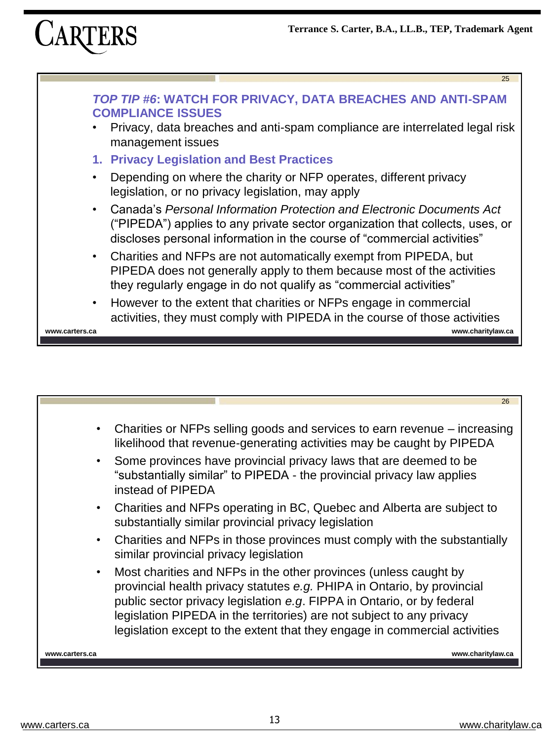## *TOP TIP #6*: WATCH FOR PRIVACY, DATA BREACHES AND ANTI-SPAM COMPLIANCE ISSUES

- Privacy, data breaches and anti-spam compliance are interrelated legal risk management issues

### 1. Privacy Legislation and Best Practices

- Depending on where the charity or NFP operates, different privacy legislation, or no privacy legislation, may apply
- Canada's *Personal Information Protection and Electronic Documents Act* ("PIPEDA") applies to any private sector organization that collects, uses, or discloses personal information in the course of "commercial activities"
- Charities and NFPs are not automatically exempt from PIPEDA, but PIPEDA does not generally apply to them because most of the activities they regularly engage in do not qualify as "commercial activities"
- However to the extent that charities or NFPs engage in commercial activities, they must comply with PIPEDA in the course of those activities

---

- Charities or NFPs selling goods and services to earn revenue – increasing likelihood that revenue-generating activities may be caught by PIPEDA
- Some provinces have provincial privacy laws that are deemed to be "substantially similar" to PIPEDA - the provincial privacy law applies instead of PIPEDA
- Charities and NFPs operating in BC, Quebec and Alberta are subject to substantially similar provincial privacy legislation
- Charities and NFPs in those provinces must comply with the substantially similar provincial privacy legislation
- Most charities and NFPs in the other provinces (unless caught by provincial health privacy statutes *e.g.* PHIPA in Ontario, by provincial public sector privacy legislation *e.g*. FIPPA in Ontario, or by federal legislation PIPEDA in the territories) are not subject to any privacy legislation except to the extent that they engage in commercial activities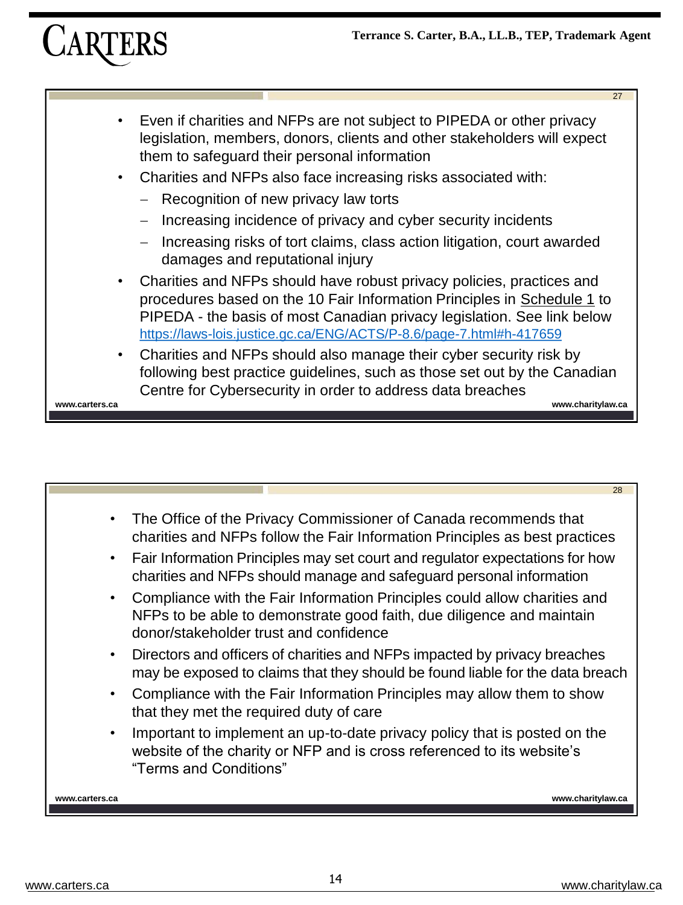- Even if charities and NFPs are not subject to PIPEDA or other privacy legislation, members, donors, clients and other stakeholders will expect them to safeguard their personal information
- Charities and NFPs also face increasing risks associated with:
  - Recognition of new privacy law torts
  - Increasing incidence of privacy and cyber security incidents
  - Increasing risks of tort claims, class action litigation, court awarded damages and reputational injury
- Charities and NFPs should have robust privacy policies, practices and procedures based on the 10 Fair Information Principles in Schedule 1 to PIPEDA - the basis of most Canadian privacy legislation. See link below https://laws-lois.justice.gc.ca/ENG/ACTS/P-8.6/page-7.html#h-417659
- Charities and NFPs should also manage their cyber security risk by following best practice guidelines, such as those set out by the Canadian Centre for Cybersecurity in order to address data breaches

---

- The Office of the Privacy Commissioner of Canada recommends that charities and NFPs follow the Fair Information Principles as best practices
- Fair Information Principles may set court and regulator expectations for how charities and NFPs should manage and safeguard personal information
- Compliance with the Fair Information Principles could allow charities and NFPs to be able to demonstrate good faith, due diligence and maintain donor/stakeholder trust and confidence
- Directors and officers of charities and NFPs impacted by privacy breaches may be exposed to claims that they should be found liable for the data breach
- Compliance with the Fair Information Principles may allow them to show that they met the required duty of care
- Important to implement an up-to-date privacy policy that is posted on the website of the charity or NFP and is cross referenced to its website's "Terms and Conditions"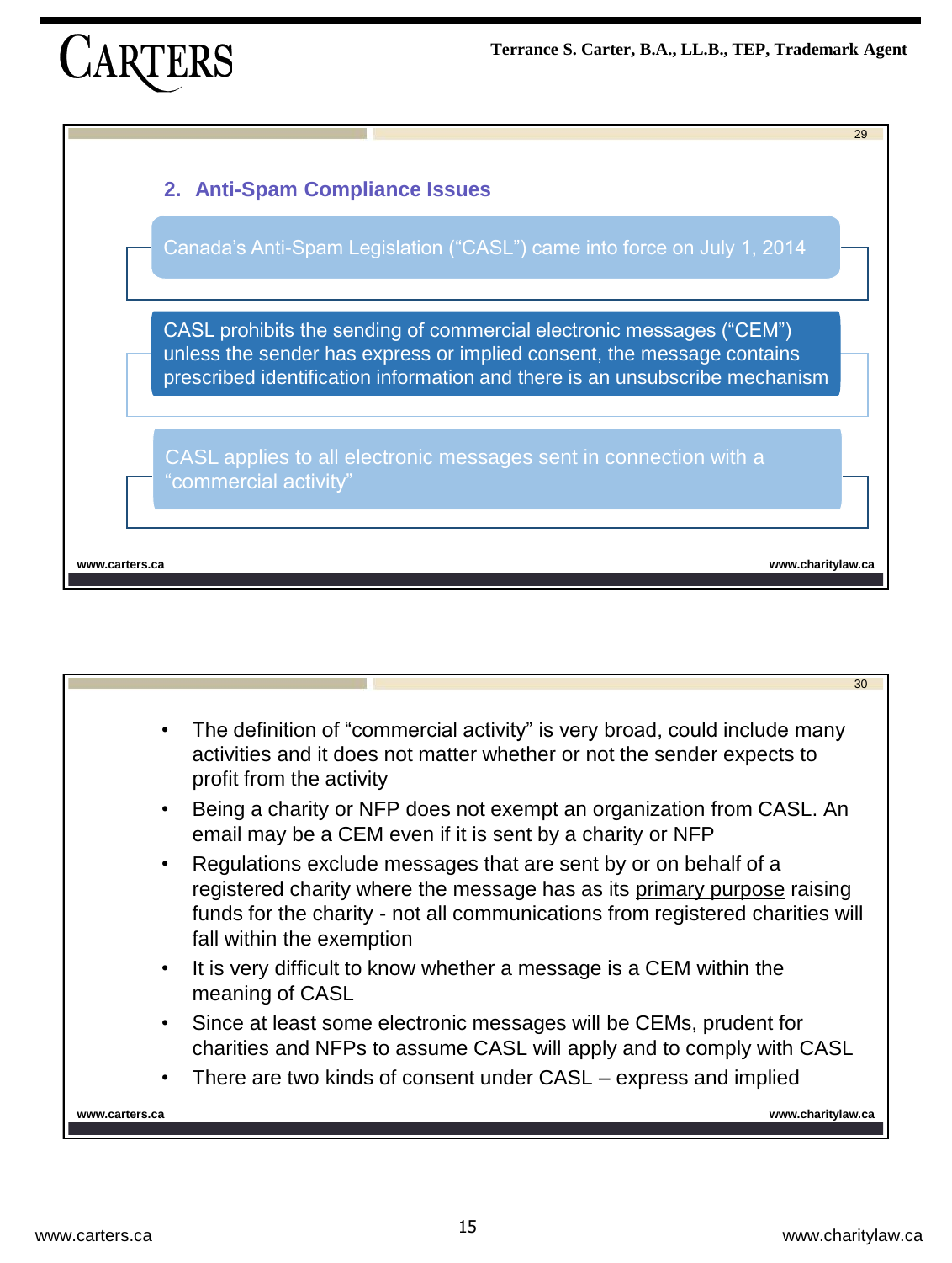## 2. Anti-Spam Compliance Issues

Canada's Anti-Spam Legislation ("CASL") came into force on July 1, 2014

CASL prohibits the sending of commercial electronic messages ("CEM") unless the sender has express or implied consent, the message contains prescribed identification information and there is an unsubscribe mechanism

CASL applies to all electronic messages sent in connection with a "commercial activity"

- The definition of "commercial activity" is very broad, could include many activities and it does not matter whether or not the sender expects to profit from the activity
- Being a charity or NFP does not exempt an organization from CASL. An email may be a CEM even if it is sent by a charity or NFP
- Regulations exclude messages that are sent by or on behalf of a registered charity where the message has as its primary purpose raising funds for the charity - not all communications from registered charities will fall within the exemption
- It is very difficult to know whether a message is a CEM within the meaning of CASL
- Since at least some electronic messages will be CEMs, prudent for charities and NFPs to assume CASL will apply and to comply with CASL
- There are two kinds of consent under CASL – express and implied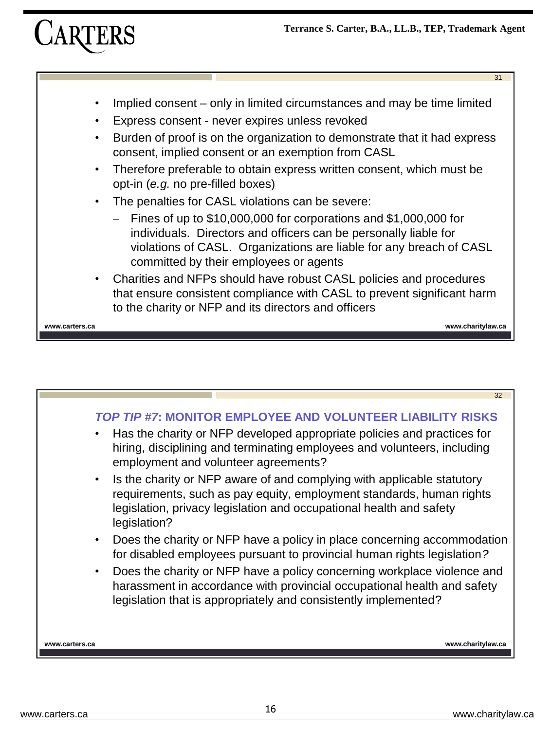- Implied consent – only in limited circumstances and may be time limited
- Express consent - never expires unless revoked
- Burden of proof is on the organization to demonstrate that it had express consent, implied consent or an exemption from CASL
- Therefore preferable to obtain express written consent, which must be opt-in (*e.g.* no pre-filled boxes)
- The penalties for CASL violations can be severe:
  - Fines of up to $10,000,000 for corporations and $1,000,000 for individuals. Directors and officers can be personally liable for violations of CASL. Organizations are liable for any breach of CASL committed by their employees or agents
- Charities and NFPs should have robust CASL policies and procedures that ensure consistent compliance with CASL to prevent significant harm to the charity or NFP and its directors and officers

### *TOP TIP #7*: MONITOR EMPLOYEE AND VOLUNTEER LIABILITY RISKS

- Has the charity or NFP developed appropriate policies and practices for hiring, disciplining and terminating employees and volunteers, including employment and volunteer agreements?
- Is the charity or NFP aware of and complying with applicable statutory requirements, such as pay equity, employment standards, human rights legislation, privacy legislation and occupational health and safety legislation?
- Does the charity or NFP have a policy in place concerning accommodation for disabled employees pursuant to provincial human rights legislation*?*
- Does the charity or NFP have a policy concerning workplace violence and harassment in accordance with provincial occupational health and safety legislation that is appropriately and consistently implemented?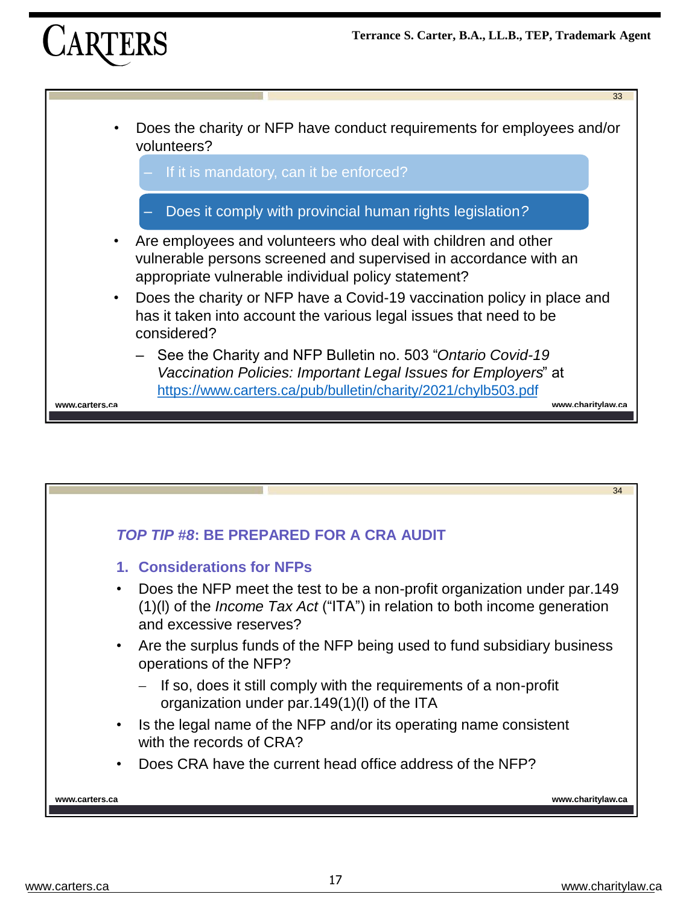- Does the charity or NFP have conduct requirements for employees and/or volunteers?
  - If it is mandatory, can it be enforced?
  - Does it comply with provincial human rights legislation?
- Are employees and volunteers who deal with children and other vulnerable persons screened and supervised in accordance with an appropriate vulnerable individual policy statement?
- Does the charity or NFP have a Covid-19 vaccination policy in place and has it taken into account the various legal issues that need to be considered?
  - See the Charity and NFP Bulletin no. 503 "*Ontario Covid-19 Vaccination Policies: Important Legal Issues for Employers*" at https://www.carters.ca/pub/bulletin/charity/2021/chylb503.pdf

## *TOP TIP #8*: BE PREPARED FOR A CRA AUDIT

### 1. Considerations for NFPs

- Does the NFP meet the test to be a non-profit organization under par.149 (1)(l) of the *Income Tax Act* ("ITA") in relation to both income generation and excessive reserves?
- Are the surplus funds of the NFP being used to fund subsidiary business operations of the NFP?
  - If so, does it still comply with the requirements of a non-profit organization under par.149(1)(l) of the ITA
- Is the legal name of the NFP and/or its operating name consistent with the records of CRA?
- Does CRA have the current head office address of the NFP?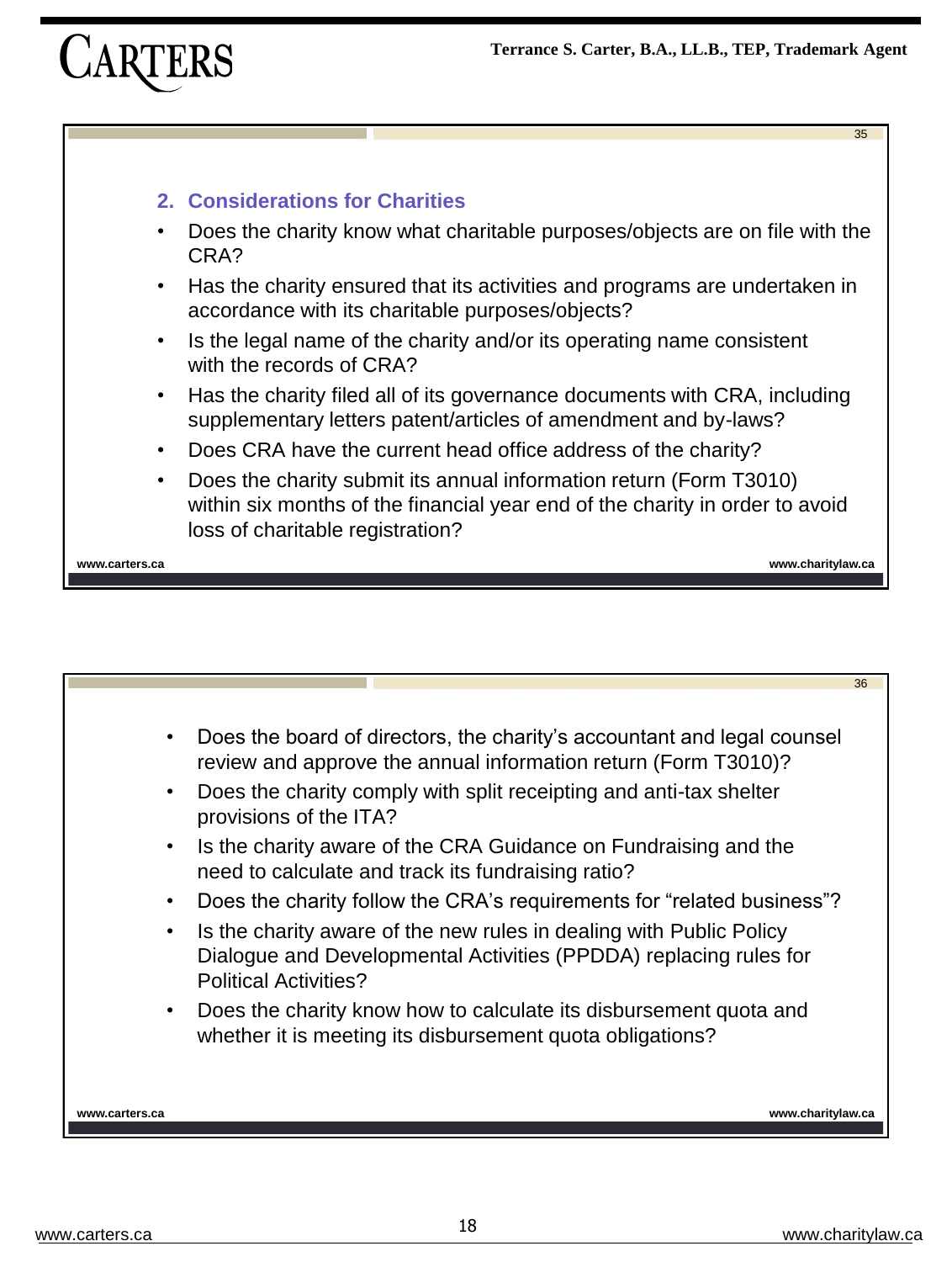## 2. Considerations for Charities

- Does the charity know what charitable purposes/objects are on file with the CRA?
- Has the charity ensured that its activities and programs are undertaken in accordance with its charitable purposes/objects?
- Is the legal name of the charity and/or its operating name consistent with the records of CRA?
- Has the charity filed all of its governance documents with CRA, including supplementary letters patent/articles of amendment and by-laws?
- Does CRA have the current head office address of the charity?
- Does the charity submit its annual information return (Form T3010) within six months of the financial year end of the charity in order to avoid loss of charitable registration?

- Does the board of directors, the charity's accountant and legal counsel review and approve the annual information return (Form T3010)?
- Does the charity comply with split receipting and anti-tax shelter provisions of the ITA?
- Is the charity aware of the CRA Guidance on Fundraising and the need to calculate and track its fundraising ratio?
- Does the charity follow the CRA's requirements for "related business"?
- Is the charity aware of the new rules in dealing with Public Policy Dialogue and Developmental Activities (PPDDA) replacing rules for Political Activities?
- Does the charity know how to calculate its disbursement quota and whether it is meeting its disbursement quota obligations?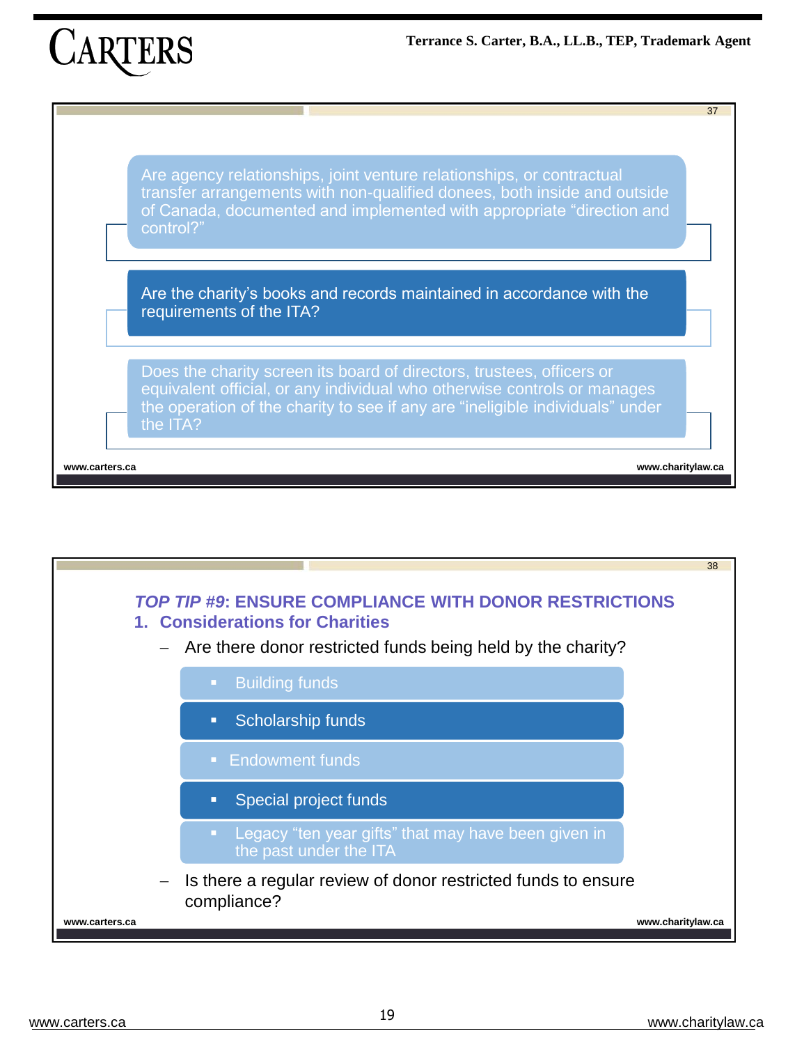- Are agency relationships, joint venture relationships, or contractual transfer arrangements with non-qualified donees, both inside and outside of Canada, documented and implemented with appropriate "direction and control?"
- Are the charity's books and records maintained in accordance with the requirements of the ITA?
- Does the charity screen its board of directors, trustees, officers or equivalent official, or any individual who otherwise controls or manages the operation of the charity to see if any are "ineligible individuals" under the ITA?

## *TOP TIP #9*: ENSURE COMPLIANCE WITH DONOR RESTRICTIONS

### 1. Considerations for Charities

- Are there donor restricted funds being held by the charity?
  - Building funds
  - Scholarship funds
  - Endowment funds
  - Special project funds
  - Legacy "ten year gifts" that may have been given in the past under the ITA
- Is there a regular review of donor restricted funds to ensure compliance?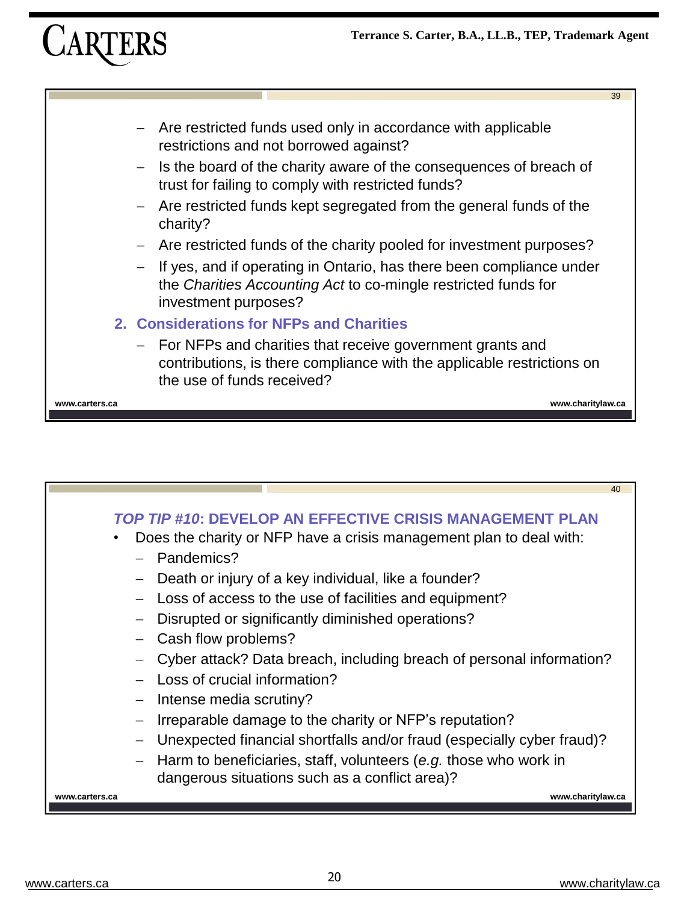- Are restricted funds used only in accordance with applicable restrictions and not borrowed against?
- Is the board of the charity aware of the consequences of breach of trust for failing to comply with restricted funds?
- Are restricted funds kept segregated from the general funds of the charity?
- Are restricted funds of the charity pooled for investment purposes?
- If yes, and if operating in Ontario, has there been compliance under the *Charities Accounting Act* to co-mingle restricted funds for investment purposes?

### 2. Considerations for NFPs and Charities

- For NFPs and charities that receive government grants and contributions, is there compliance with the applicable restrictions on the use of funds received?

## *TOP TIP #10*: DEVELOP AN EFFECTIVE CRISIS MANAGEMENT PLAN

- Does the charity or NFP have a crisis management plan to deal with:
  - Pandemics?
  - Death or injury of a key individual, like a founder?
  - Loss of access to the use of facilities and equipment?
  - Disrupted or significantly diminished operations?
  - Cash flow problems?
  - Cyber attack? Data breach, including breach of personal information?
  - Loss of crucial information?
  - Intense media scrutiny?
  - Irreparable damage to the charity or NFP's reputation?
  - Unexpected financial shortfalls and/or fraud (especially cyber fraud)?
  - Harm to beneficiaries, staff, volunteers (*e.g.* those who work in dangerous situations such as a conflict area)?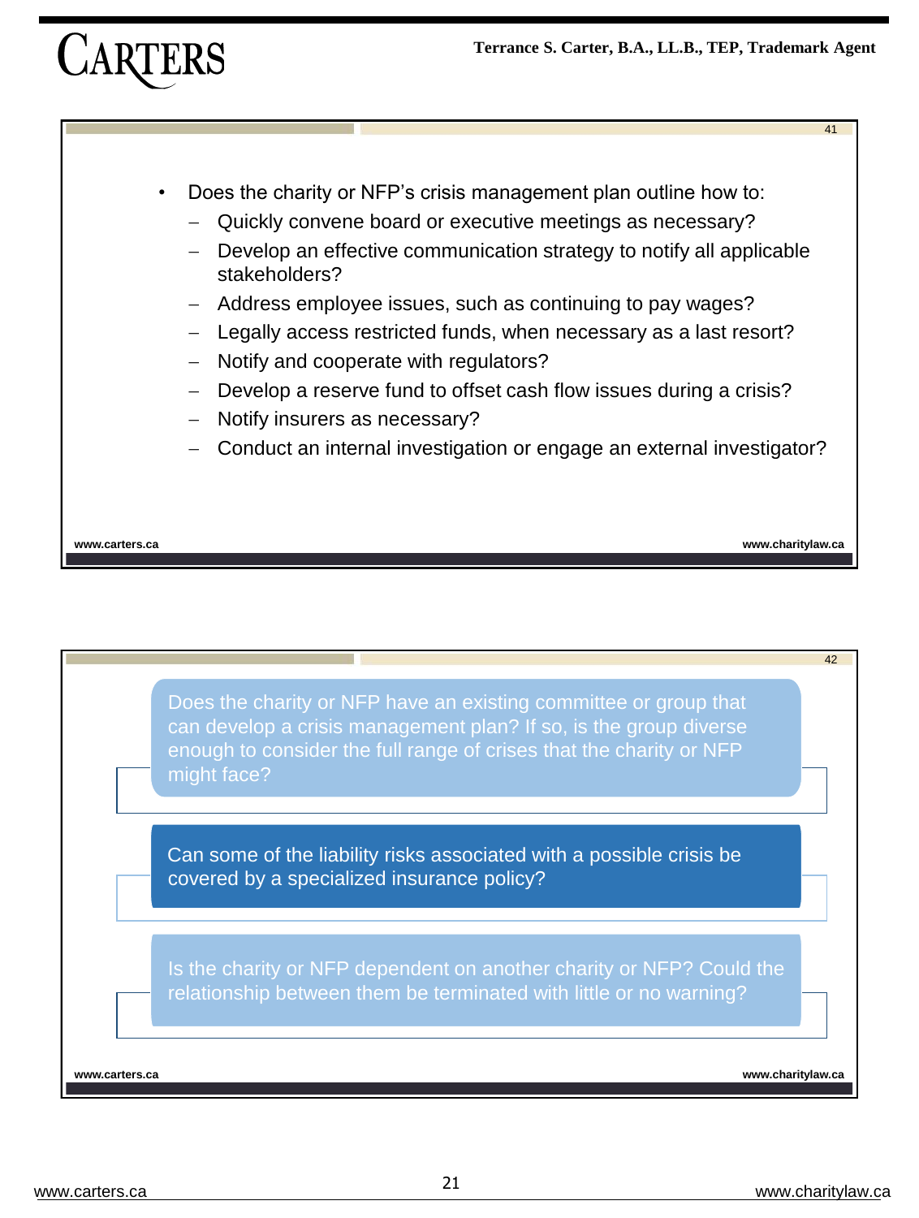- Does the charity or NFP's crisis management plan outline how to:
  - Quickly convene board or executive meetings as necessary?
  - Develop an effective communication strategy to notify all applicable stakeholders?
  - Address employee issues, such as continuing to pay wages?
  - Legally access restricted funds, when necessary as a last resort?
  - Notify and cooperate with regulators?
  - Develop a reserve fund to offset cash flow issues during a crisis?
  - Notify insurers as necessary?
  - Conduct an internal investigation or engage an external investigator?

Does the charity or NFP have an existing committee or group that can develop a crisis management plan? If so, is the group diverse enough to consider the full range of crises that the charity or NFP might face?

Can some of the liability risks associated with a possible crisis be covered by a specialized insurance policy?

Is the charity or NFP dependent on another charity or NFP? Could the relationship between them be terminated with little or no warning?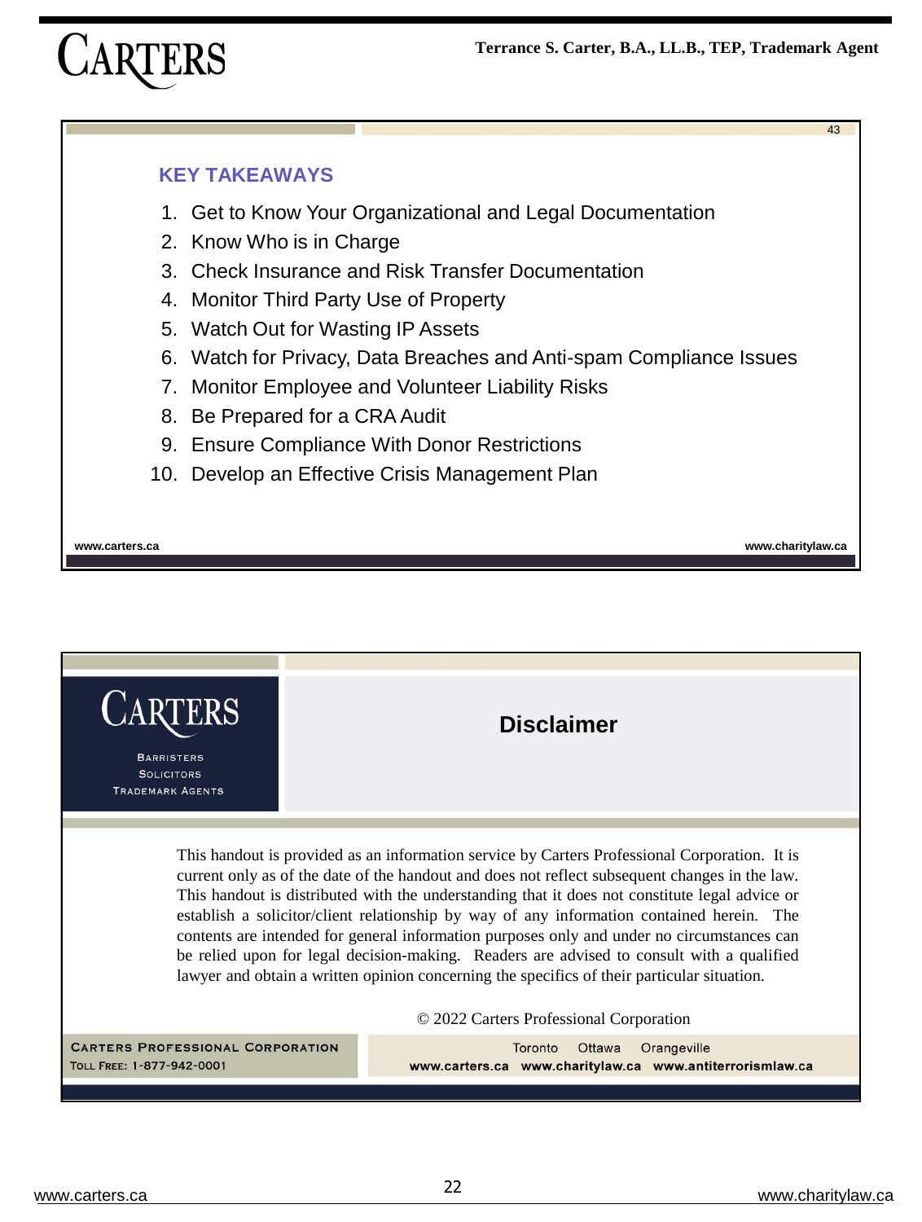## KEY TAKEAWAYS

1. Get to Know Your Organizational and Legal Documentation
2. Know Who is in Charge
3. Check Insurance and Risk Transfer Documentation
4. Monitor Third Party Use of Property
5. Watch Out for Wasting IP Assets
6. Watch for Privacy, Data Breaches and Anti-spam Compliance Issues
7. Monitor Employee and Volunteer Liability Risks
8. Be Prepared for a CRA Audit
9. Ensure Compliance With Donor Restrictions
10. Develop an Effective Crisis Management Plan

CARTERS

BARRISTERS
SOLICITORS
TRADEMARK AGENTS

## Disclaimer

This handout is provided as an information service by Carters Professional Corporation. It is current only as of the date of the handout and does not reflect subsequent changes in the law. This handout is distributed with the understanding that it does not constitute legal advice or establish a solicitor/client relationship by way of any information contained herein. The contents are intended for general information purposes only and under no circumstances can be relied upon for legal decision-making. Readers are advised to consult with a qualified lawyer and obtain a written opinion concerning the specifics of their particular situation.

© 2022 Carters Professional Corporation

CARTERS PROFESSIONAL CORPORATION
TOLL FREE: 1-877-942-0001

Toronto Ottawa Orangeville
www.carters.ca www.charitylaw.ca www.antiterrorismlaw.ca